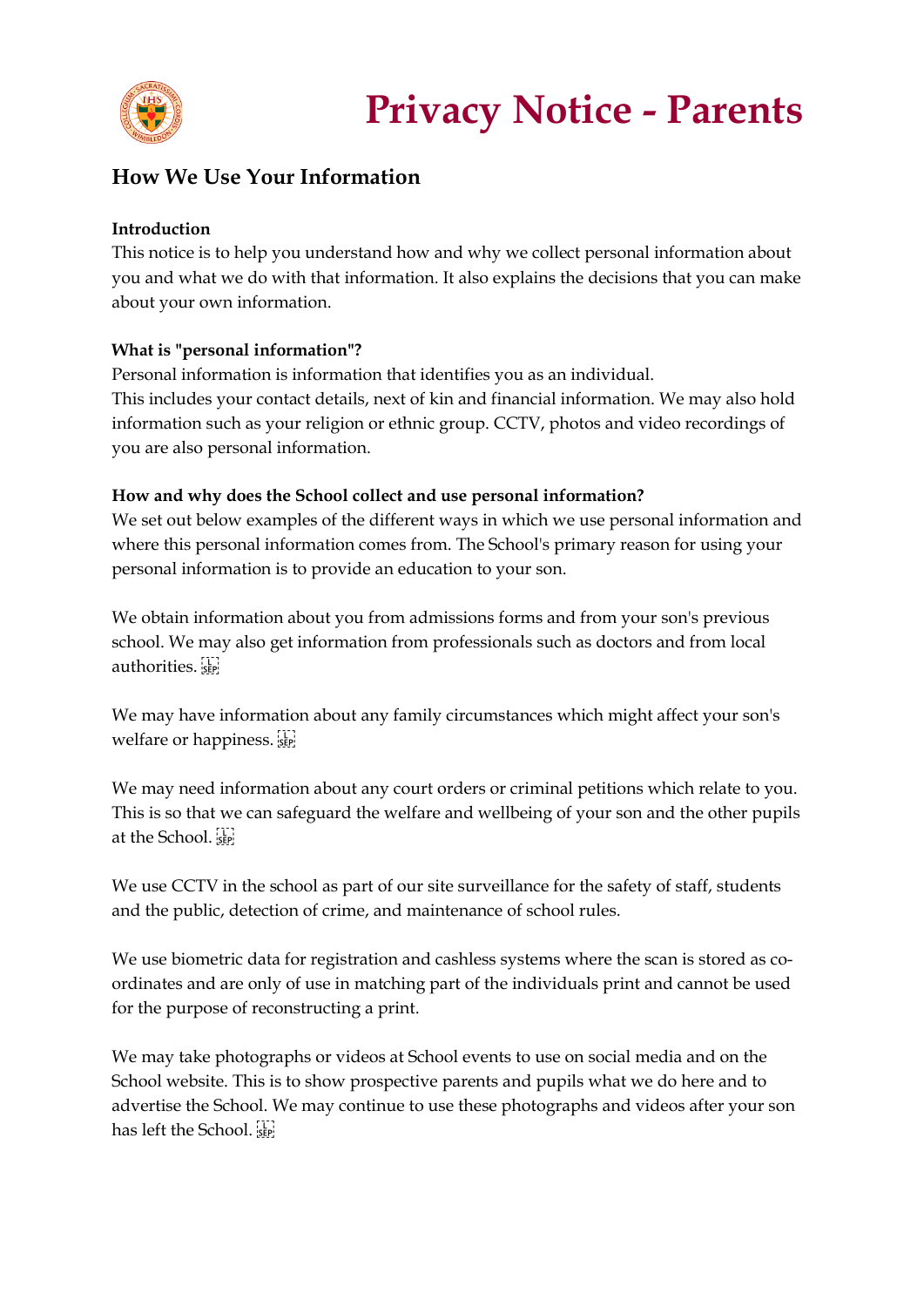# Privacy Notice - Parents

## How We Use Your Information

**Introduction**

This notice is to help you understand how and why we collect personal information about you and what we do with that information. It also explains the decisions that you can make about your own information.

**What is "personal information"?**

Personal information is information that identifies you as an individual.
This includes your contact details, next of kin and financial information. We may also hold information such as your religion or ethnic group. CCTV, photos and video recordings of you are also personal information.

**How and why does the School collect and use personal information?**

We set out below examples of the different ways in which we use personal information and where this personal information comes from. The School's primary reason for using your personal information is to provide an education to your son.

We obtain information about you from admissions forms and from your son's previous school. We may also get information from professionals such as doctors and from local authorities.

We may have information about any family circumstances which might affect your son's welfare or happiness.

We may need information about any court orders or criminal petitions which relate to you. This is so that we can safeguard the welfare and wellbeing of your son and the other pupils at the School.

We use CCTV in the school as part of our site surveillance for the safety of staff, students and the public, detection of crime, and maintenance of school rules.

We use biometric data for registration and cashless systems where the scan is stored as co-ordinates and are only of use in matching part of the individuals print and cannot be used for the purpose of reconstructing a print.

We may take photographs or videos at School events to use on social media and on the School website. This is to show prospective parents and pupils what we do here and to advertise the School. We may continue to use these photographs and videos after your son has left the School.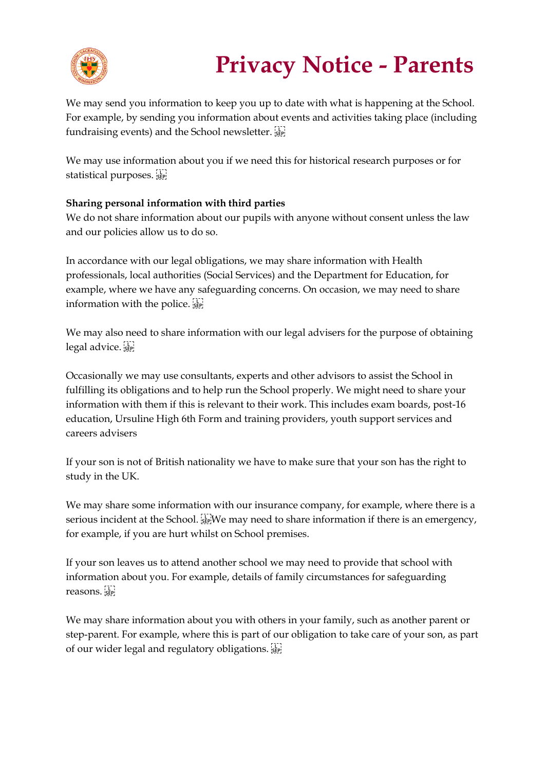We may send you information to keep you up to date with what is happening at the School. For example, by sending you information about events and activities taking place (including fundraising events) and the School newsletter.

We may use information about you if we need this for historical research purposes or for statistical purposes.

**Sharing personal information with third parties**

We do not share information about our pupils with anyone without consent unless the law and our policies allow us to do so.

In accordance with our legal obligations, we may share information with Health professionals, local authorities (Social Services) and the Department for Education, for example, where we have any safeguarding concerns. On occasion, we may need to share information with the police.

We may also need to share information with our legal advisers for the purpose of obtaining legal advice.

Occasionally we may use consultants, experts and other advisors to assist the School in fulfilling its obligations and to help run the School properly. We might need to share your information with them if this is relevant to their work. This includes exam boards, post-16 education, Ursuline High 6th Form and training providers, youth support services and careers advisers

If your son is not of British nationality we have to make sure that your son has the right to study in the UK.

We may share some information with our insurance company, for example, where there is a serious incident at the School. We may need to share information if there is an emergency, for example, if you are hurt whilst on School premises.

If your son leaves us to attend another school we may need to provide that school with information about you. For example, details of family circumstances for safeguarding reasons.

We may share information about you with others in your family, such as another parent or step-parent. For example, where this is part of our obligation to take care of your son, as part of our wider legal and regulatory obligations.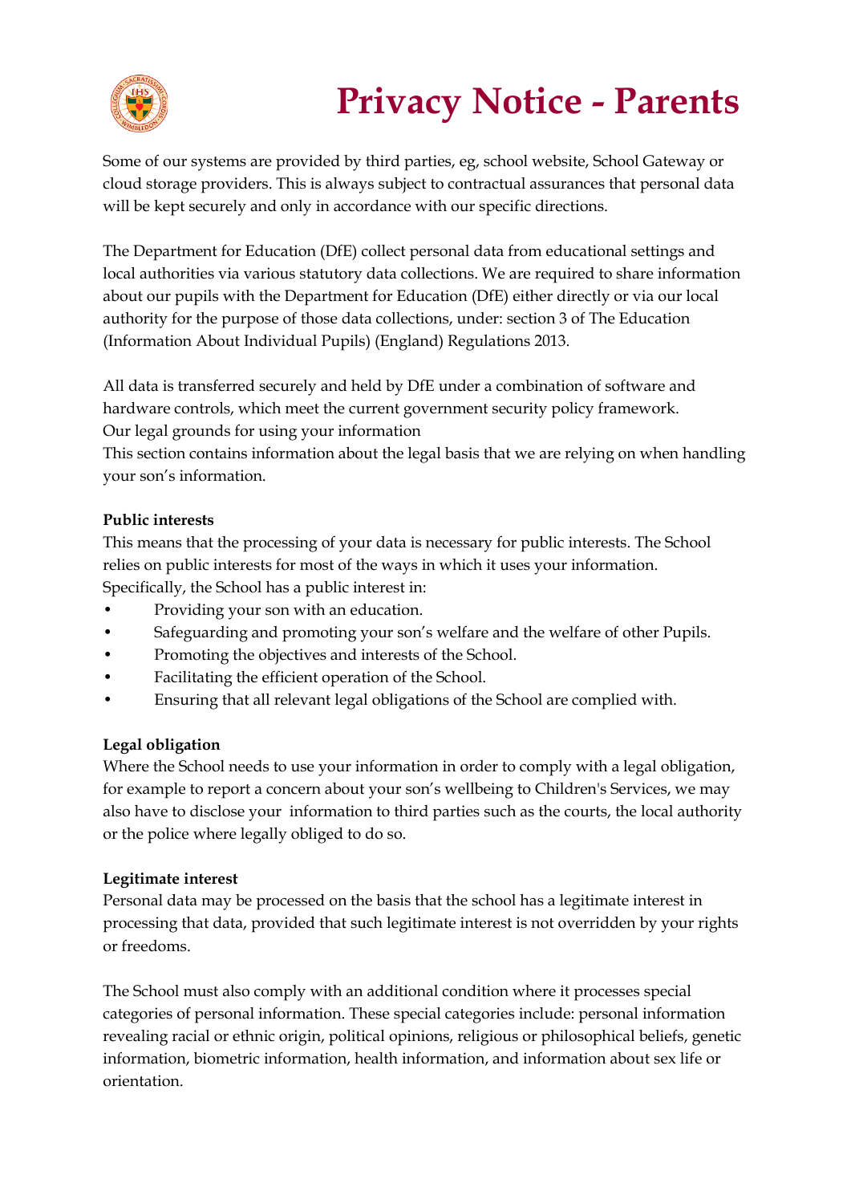Some of our systems are provided by third parties, eg, school website, School Gateway or cloud storage providers. This is always subject to contractual assurances that personal data will be kept securely and only in accordance with our specific directions.

The Department for Education (DfE) collect personal data from educational settings and local authorities via various statutory data collections. We are required to share information about our pupils with the Department for Education (DfE) either directly or via our local authority for the purpose of those data collections, under: section 3 of The Education (Information About Individual Pupils) (England) Regulations 2013.

All data is transferred securely and held by DfE under a combination of software and hardware controls, which meet the current government security policy framework.
Our legal grounds for using your information
This section contains information about the legal basis that we are relying on when handling your son's information.

**Public interests**
This means that the processing of your data is necessary for public interests. The School relies on public interests for most of the ways in which it uses your information. Specifically, the School has a public interest in:

- Providing your son with an education.
- Safeguarding and promoting your son's welfare and the welfare of other Pupils.
- Promoting the objectives and interests of the School.
- Facilitating the efficient operation of the School.
- Ensuring that all relevant legal obligations of the School are complied with.

**Legal obligation**
Where the School needs to use your information in order to comply with a legal obligation, for example to report a concern about your son's wellbeing to Children's Services, we may also have to disclose your information to third parties such as the courts, the local authority or the police where legally obliged to do so.

**Legitimate interest**
Personal data may be processed on the basis that the school has a legitimate interest in processing that data, provided that such legitimate interest is not overridden by your rights or freedoms.

The School must also comply with an additional condition where it processes special categories of personal information. These special categories include: personal information revealing racial or ethnic origin, political opinions, religious or philosophical beliefs, genetic information, biometric information, health information, and information about sex life or orientation.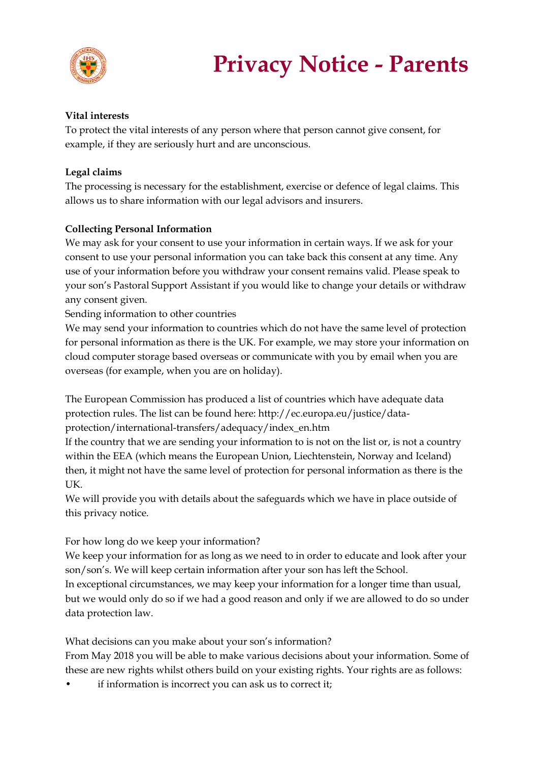**Vital interests**
To protect the vital interests of any person where that person cannot give consent, for example, if they are seriously hurt and are unconscious.

**Legal claims**
The processing is necessary for the establishment, exercise or defence of legal claims. This allows us to share information with our legal advisors and insurers.

**Collecting Personal Information**
We may ask for your consent to use your information in certain ways. If we ask for your consent to use your personal information you can take back this consent at any time. Any use of your information before you withdraw your consent remains valid. Please speak to your son's Pastoral Support Assistant if you would like to change your details or withdraw any consent given.

Sending information to other countries

We may send your information to countries which do not have the same level of protection for personal information as there is the UK. For example, we may store your information on cloud computer storage based overseas or communicate with you by email when you are overseas (for example, when you are on holiday).

The European Commission has produced a list of countries which have adequate data protection rules. The list can be found here: http://ec.europa.eu/justice/data-protection/international-transfers/adequacy/index_en.htm

If the country that we are sending your information to is not on the list or, is not a country within the EEA (which means the European Union, Liechtenstein, Norway and Iceland) then, it might not have the same level of protection for personal information as there is the UK.

We will provide you with details about the safeguards which we have in place outside of this privacy notice.

For how long do we keep your information?

We keep your information for as long as we need to in order to educate and look after your son/son's. We will keep certain information after your son has left the School.

In exceptional circumstances, we may keep your information for a longer time than usual, but we would only do so if we had a good reason and only if we are allowed to do so under data protection law.

What decisions can you make about your son's information?

From May 2018 you will be able to make various decisions about your information. Some of these are new rights whilst others build on your existing rights. Your rights are as follows:

- if information is incorrect you can ask us to correct it;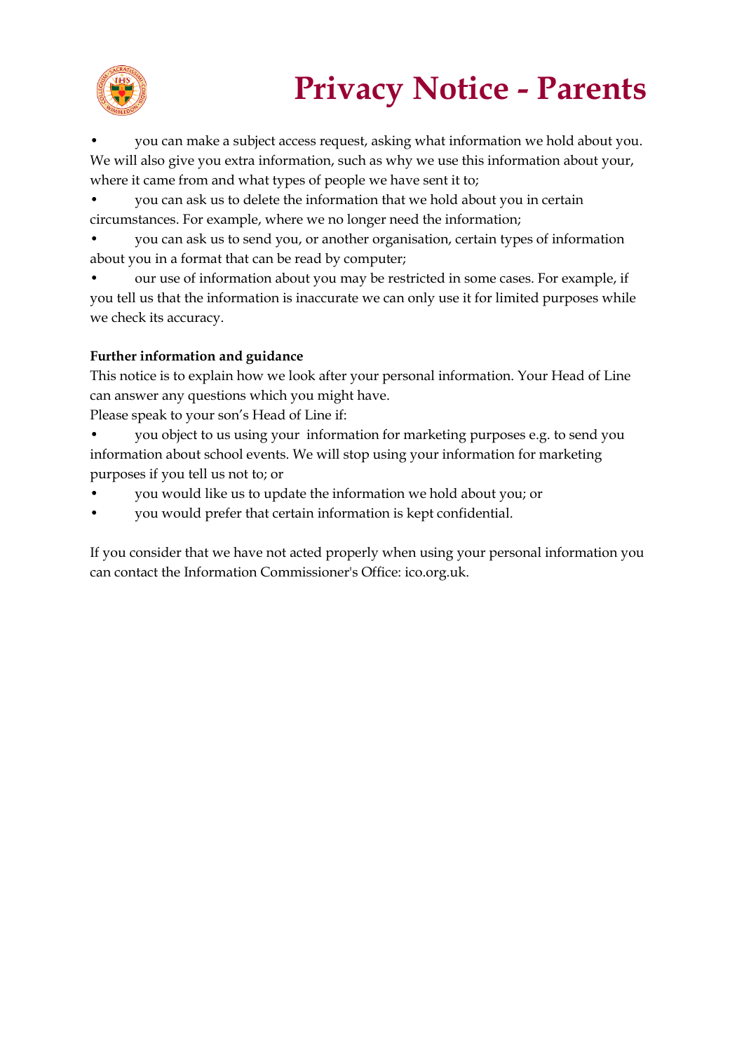- you can make a subject access request, asking what information we hold about you. We will also give you extra information, such as why we use this information about your, where it came from and what types of people we have sent it to;
- you can ask us to delete the information that we hold about you in certain circumstances. For example, where we no longer need the information;
- you can ask us to send you, or another organisation, certain types of information about you in a format that can be read by computer;
- our use of information about you may be restricted in some cases. For example, if you tell us that the information is inaccurate we can only use it for limited purposes while we check its accuracy.

**Further information and guidance**

This notice is to explain how we look after your personal information. Your Head of Line can answer any questions which you might have.

Please speak to your son's Head of Line if:

- you object to us using your information for marketing purposes e.g. to send you information about school events. We will stop using your information for marketing purposes if you tell us not to; or
- you would like us to update the information we hold about you; or
- you would prefer that certain information is kept confidential.

If you consider that we have not acted properly when using your personal information you can contact the Information Commissioner's Office: ico.org.uk.